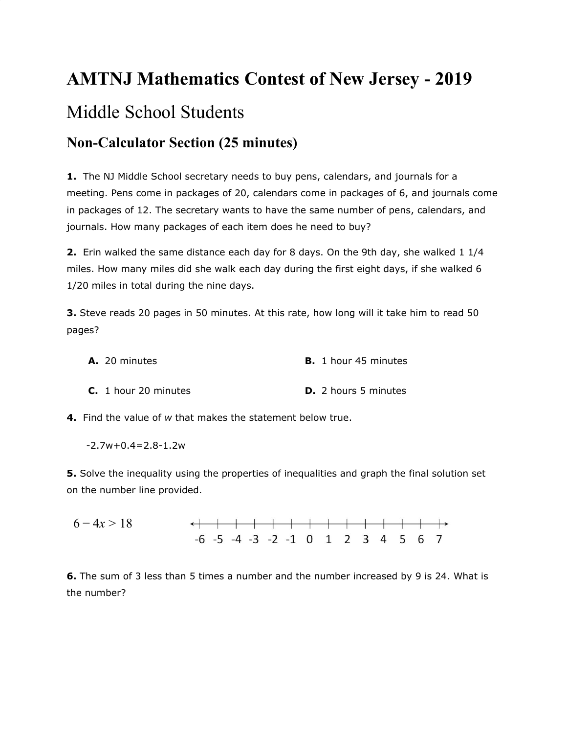# AMTNJ Mathematics Contest of New Jersey - 2019

## Middle School Students

### Non-Calculator Section (25 minutes)

**1.** The NJ Middle School secretary needs to buy pens, calendars, and journals for a meeting. Pens come in packages of 20, calendars come in packages of 6, and journals come in packages of 12. The secretary wants to have the same number of pens, calendars, and journals. How many packages of each item does he need to buy?

**2.** Erin walked the same distance each day for 8 days. On the 9th day, she walked 1 1/4 miles. How many miles did she walk each day during the first eight days, if she walked 6 1/20 miles in total during the nine days.

**3.** Steve reads 20 pages in 50 minutes. At this rate, how long will it take him to read 50 pages?

**A.** 20 minutes

**B.** 1 hour 45 minutes

**C.** 1 hour 20 minutes

**D.** 2 hours 5 minutes

**4.** Find the value of *w* that makes the statement below true.

-2.7w+0.4=2.8-1.2w

**5.** Solve the inequality using the properties of inequalities and graph the final solution set on the number line provided.

$$6 - 4x > 18$$

-6 -5 -4 -3 -2 -1 0 1 2 3 4 5 6 7

**6.** The sum of 3 less than 5 times a number and the number increased by 9 is 24. What is the number?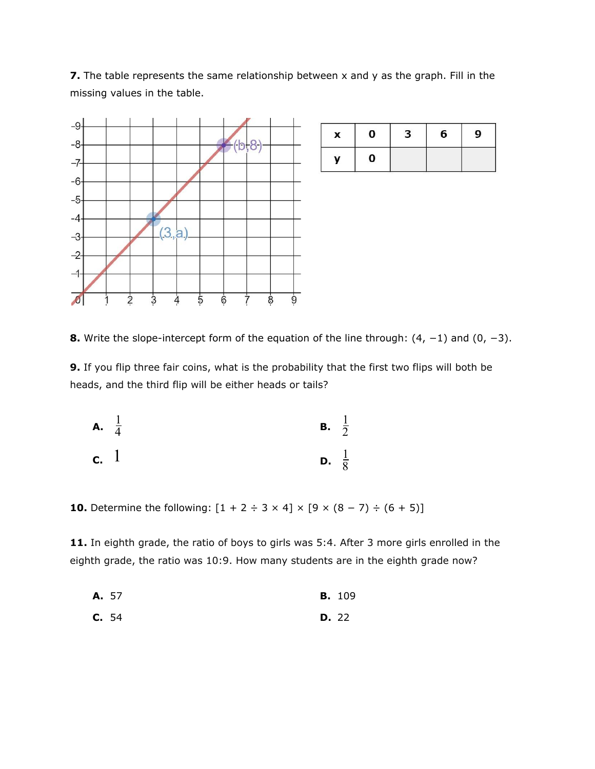**7.** The table represents the same relationship between x and y as the graph. Fill in the missing values in the table.

| x | 0 | 3 | 6 | 9 |
|---|---|---|---|---|
| y | 0 | | | |

**8.** Write the slope-intercept form of the equation of the line through: $(4, -1)$ and $(0, -3)$.

**9.** If you flip three fair coins, what is the probability that the first two flips will both be heads, and the third flip will be either heads or tails?

**A.** $\frac{1}{4}$

**B.** $\frac{1}{2}$

**C.** $1$

**D.** $\frac{1}{8}$

**10.** Determine the following: $[1 + 2 \div 3 \times 4] \times [9 \times (8 - 7) \div (6 + 5)]$

**11.** In eighth grade, the ratio of boys to girls was 5:4. After 3 more girls enrolled in the eighth grade, the ratio was 10:9. How many students are in the eighth grade now?

**A.** 57

**B.** 109

**C.** 54

**D.** 22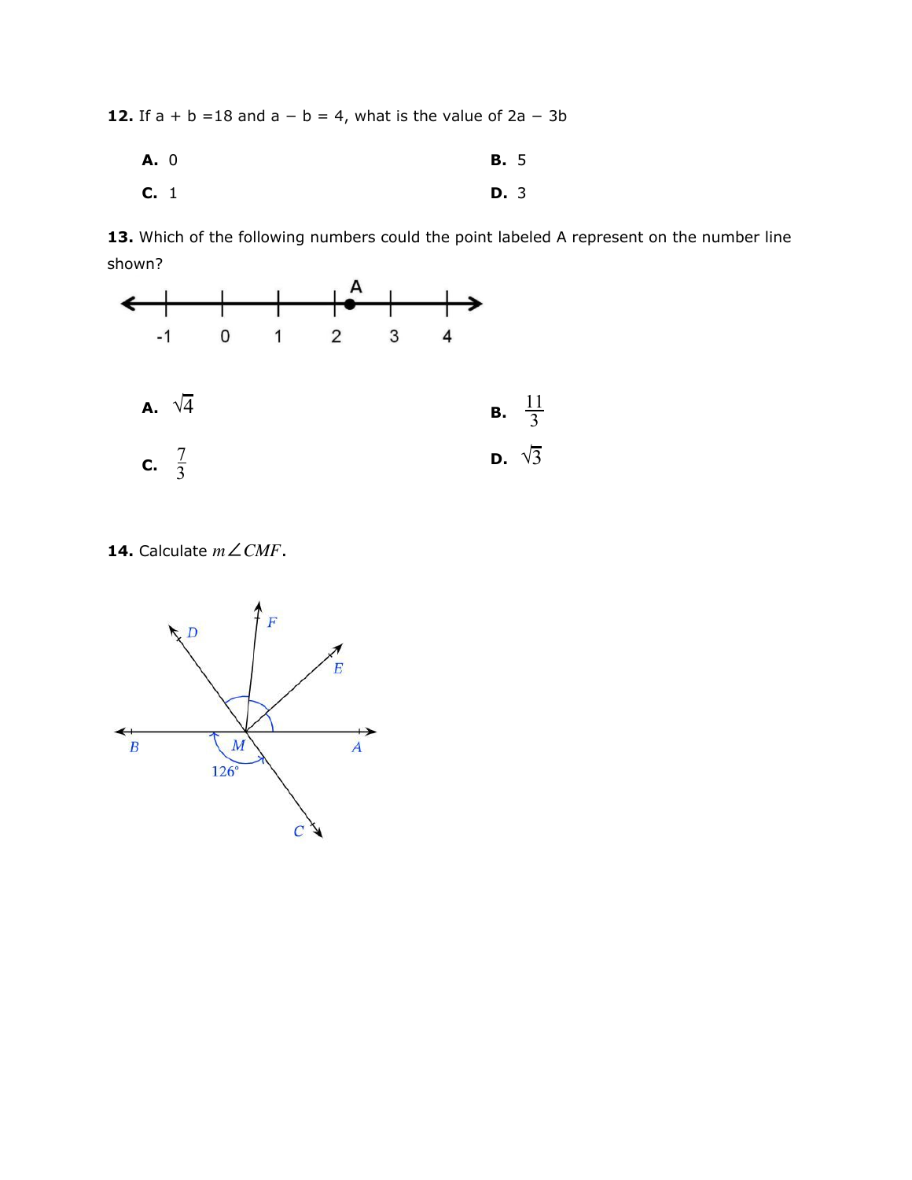**12.** If a + b =18 and a − b = 4, what is the value of 2a − 3b

**A.** 0

**B.** 5

**C.** 1

**D.** 3

**13.** Which of the following numbers could the point labeled A represent on the number line shown?

**A.** $\sqrt{4}$

**B.** $\frac{11}{3}$

**C.** $\frac{7}{3}$

**D.** $\sqrt{3}$

**14.** Calculate $m\angle CMF$.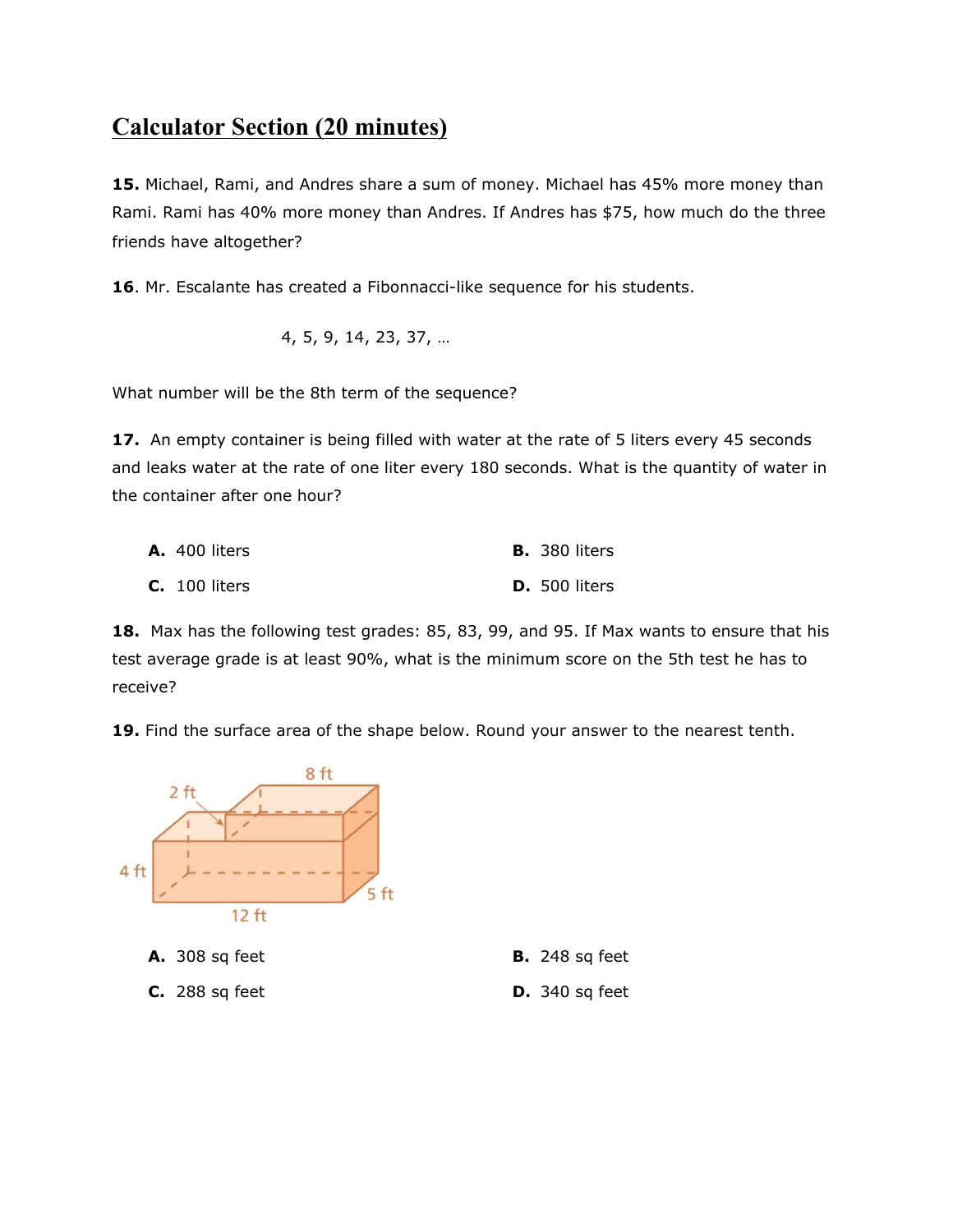## Calculator Section (20 minutes)

**15.** Michael, Rami, and Andres share a sum of money. Michael has 45% more money than Rami. Rami has 40% more money than Andres. If Andres has $75, how much do the three friends have altogether?

**16**. Mr. Escalante has created a Fibonnacci-like sequence for his students.

4, 5, 9, 14, 23, 37, …

What number will be the 8th term of the sequence?

**17.** An empty container is being filled with water at the rate of 5 liters every 45 seconds and leaks water at the rate of one liter every 180 seconds. What is the quantity of water in the container after one hour?

**A.** 400 liters

**B.** 380 liters

**C.** 100 liters

**D.** 500 liters

**18.** Max has the following test grades: 85, 83, 99, and 95. If Max wants to ensure that his test average grade is at least 90%, what is the minimum score on the 5th test he has to receive?

**19.** Find the surface area of the shape below. Round your answer to the nearest tenth.

8 ft

2 ft

4 ft

5 ft

12 ft

**A.** 308 sq feet

**B.** 248 sq feet

**C.** 288 sq feet

**D.** 340 sq feet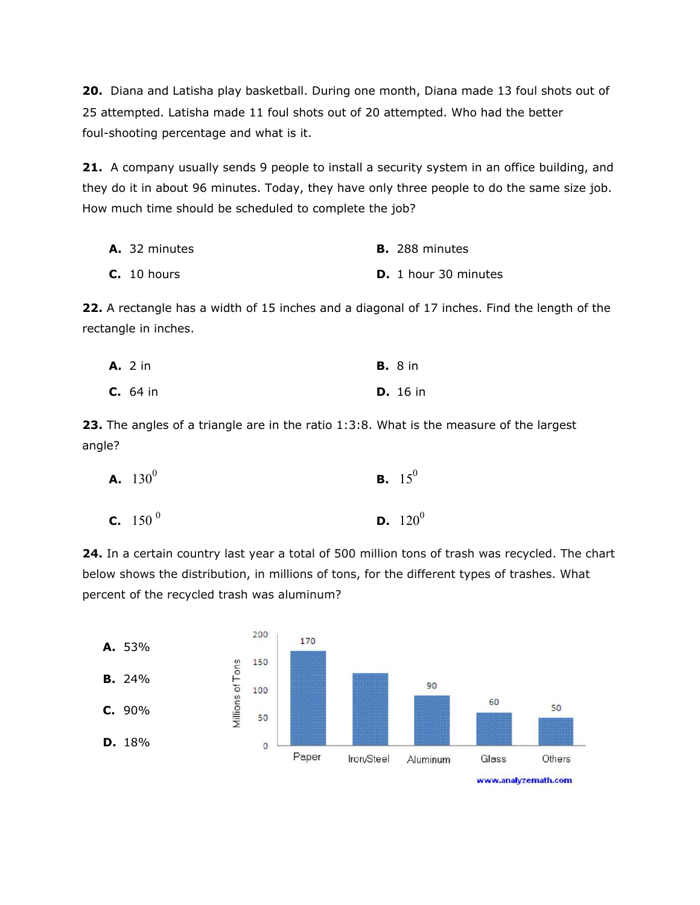**20.** Diana and Latisha play basketball. During one month, Diana made 13 foul shots out of 25 attempted. Latisha made 11 foul shots out of 20 attempted. Who had the better foul-shooting percentage and what is it.

**21.** A company usually sends 9 people to install a security system in an office building, and they do it in about 96 minutes. Today, they have only three people to do the same size job. How much time should be scheduled to complete the job?

**A.** 32 minutes

**B.** 288 minutes

**C.** 10 hours

**D.** 1 hour 30 minutes

**22.** A rectangle has a width of 15 inches and a diagonal of 17 inches. Find the length of the rectangle in inches.

**A.** 2 in

**B.** 8 in

**C.** 64 in

**D.** 16 in

**23.** The angles of a triangle are in the ratio 1:3:8. What is the measure of the largest angle?

**A.** $130^0$

**B.** $15^0$

**C.** $150^{\,0}$

**D.** $120^0$

**24.** In a certain country last year a total of 500 million tons of trash was recycled. The chart below shows the distribution, in millions of tons, for the different types of trashes. What percent of the recycled trash was aluminum?

**A.** 53%

**B.** 24%

**C.** 90%

**D.** 18%

Millions of Tons

200
150
100
50
0

170
90
60
50

Paper
Iron/Steel
Aluminum
Glass
Others

www.analyzemath.com